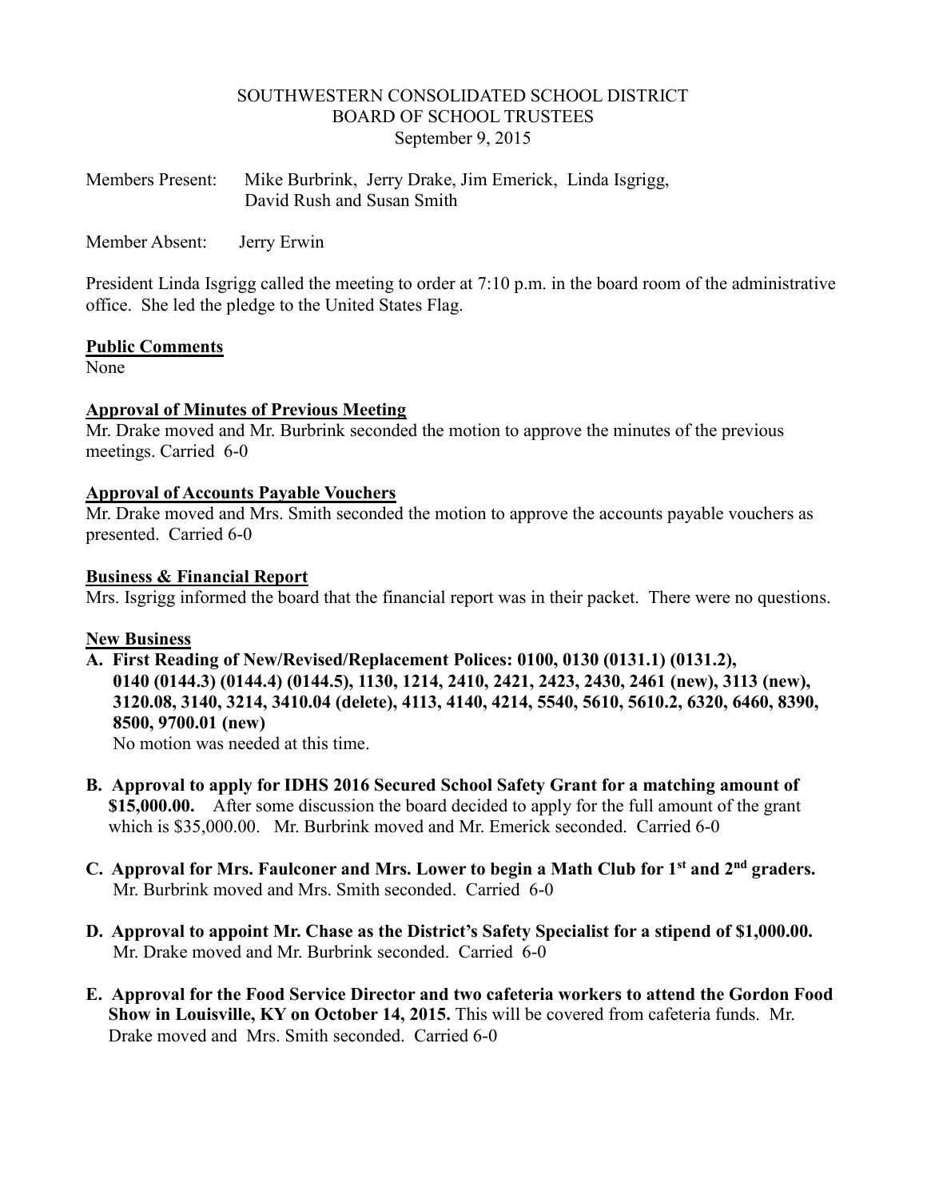SOUTHWESTERN CONSOLIDATED SCHOOL DISTRICT
BOARD OF SCHOOL TRUSTEES
September 9, 2015

Members Present: Mike Burbrink, Jerry Drake, Jim Emerick, Linda Isgrigg, David Rush and Susan Smith

Member Absent: Jerry Erwin

President Linda Isgrigg called the meeting to order at 7:10 p.m. in the board room of the administrative office. She led the pledge to the United States Flag.

**Public Comments**

None

**Approval of Minutes of Previous Meeting**

Mr. Drake moved and Mr. Burbrink seconded the motion to approve the minutes of the previous meetings. Carried 6-0

**Approval of Accounts Payable Vouchers**

Mr. Drake moved and Mrs. Smith seconded the motion to approve the accounts payable vouchers as presented. Carried 6-0

**Business & Financial Report**

Mrs. Isgrigg informed the board that the financial report was in their packet. There were no questions.

**New Business**

**A. First Reading of New/Revised/Replacement Polices: 0100, 0130 (0131.1) (0131.2), 0140 (0144.3) (0144.4) (0144.5), 1130, 1214, 2410, 2421, 2423, 2430, 2461 (new), 3113 (new), 3120.08, 3140, 3214, 3410.04 (delete), 4113, 4140, 4214, 5540, 5610, 5610.2, 6320, 6460, 8390, 8500, 9700.01 (new)**
No motion was needed at this time.

**B. Approval to apply for IDHS 2016 Secured School Safety Grant for a matching amount of $15,000.00.** After some discussion the board decided to apply for the full amount of the grant which is $35,000.00. Mr. Burbrink moved and Mr. Emerick seconded. Carried 6-0

**C. Approval for Mrs. Faulconer and Mrs. Lower to begin a Math Club for 1st and 2nd graders.** Mr. Burbrink moved and Mrs. Smith seconded. Carried 6-0

**D. Approval to appoint Mr. Chase as the District's Safety Specialist for a stipend of $1,000.00.** Mr. Drake moved and Mr. Burbrink seconded. Carried 6-0

**E. Approval for the Food Service Director and two cafeteria workers to attend the Gordon Food Show in Louisville, KY on October 14, 2015.** This will be covered from cafeteria funds. Mr. Drake moved and Mrs. Smith seconded. Carried 6-0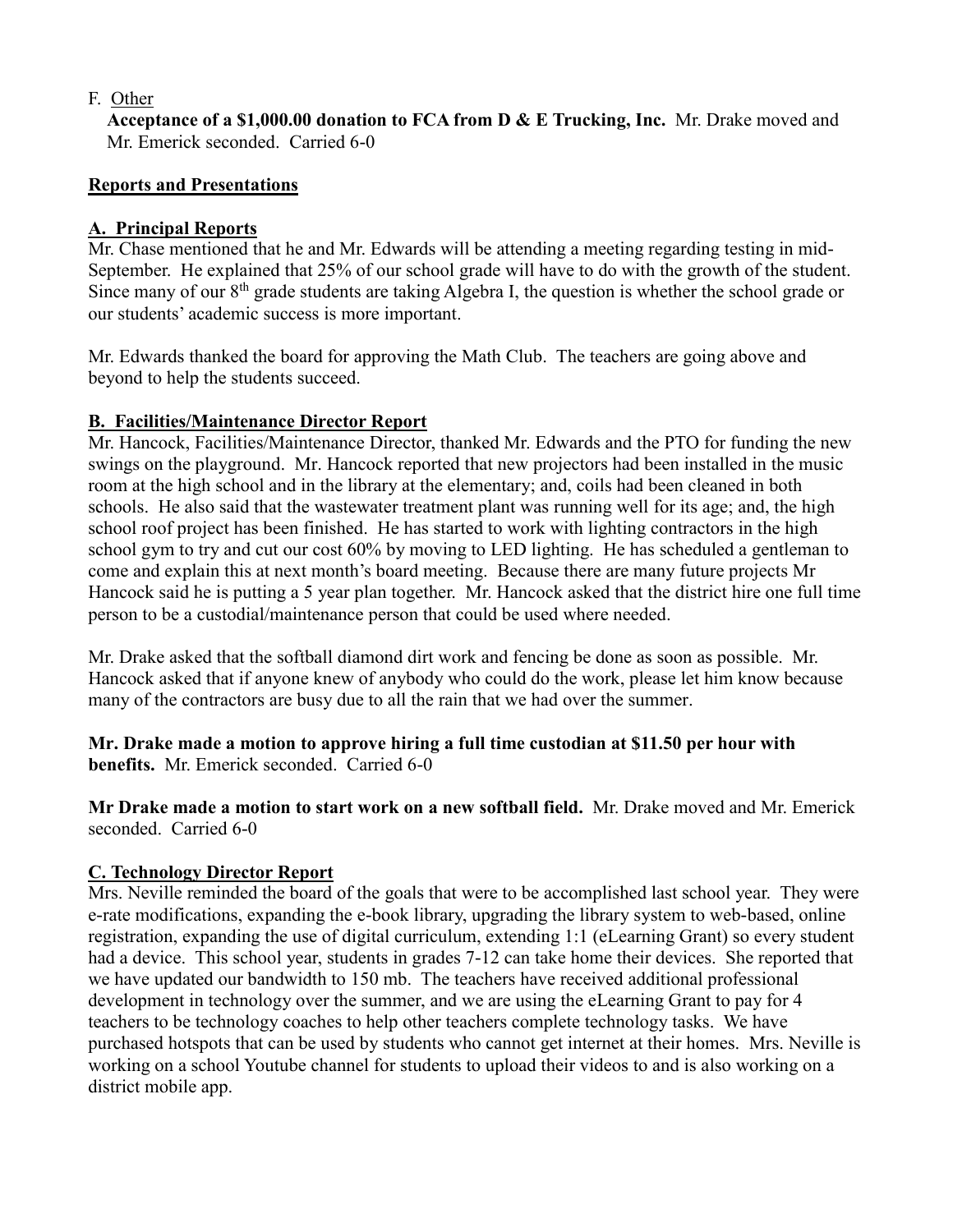F. Other

**Acceptance of a $1,000.00 donation to FCA from D & E Trucking, Inc.** Mr. Drake moved and Mr. Emerick seconded. Carried 6-0

## Reports and Presentations

### A. Principal Reports

Mr. Chase mentioned that he and Mr. Edwards will be attending a meeting regarding testing in mid-September. He explained that 25% of our school grade will have to do with the growth of the student. Since many of our 8th grade students are taking Algebra I, the question is whether the school grade or our students' academic success is more important.

Mr. Edwards thanked the board for approving the Math Club. The teachers are going above and beyond to help the students succeed.

### B. Facilities/Maintenance Director Report

Mr. Hancock, Facilities/Maintenance Director, thanked Mr. Edwards and the PTO for funding the new swings on the playground. Mr. Hancock reported that new projectors had been installed in the music room at the high school and in the library at the elementary; and, coils had been cleaned in both schools. He also said that the wastewater treatment plant was running well for its age; and, the high school roof project has been finished. He has started to work with lighting contractors in the high school gym to try and cut our cost 60% by moving to LED lighting. He has scheduled a gentleman to come and explain this at next month's board meeting. Because there are many future projects Mr Hancock said he is putting a 5 year plan together. Mr. Hancock asked that the district hire one full time person to be a custodial/maintenance person that could be used where needed.

Mr. Drake asked that the softball diamond dirt work and fencing be done as soon as possible. Mr. Hancock asked that if anyone knew of anybody who could do the work, please let him know because many of the contractors are busy due to all the rain that we had over the summer.

**Mr. Drake made a motion to approve hiring a full time custodian at $11.50 per hour with benefits.** Mr. Emerick seconded. Carried 6-0

**Mr Drake made a motion to start work on a new softball field.** Mr. Drake moved and Mr. Emerick seconded. Carried 6-0

### C. Technology Director Report

Mrs. Neville reminded the board of the goals that were to be accomplished last school year. They were e-rate modifications, expanding the e-book library, upgrading the library system to web-based, online registration, expanding the use of digital curriculum, extending 1:1 (eLearning Grant) so every student had a device. This school year, students in grades 7-12 can take home their devices. She reported that we have updated our bandwidth to 150 mb. The teachers have received additional professional development in technology over the summer, and we are using the eLearning Grant to pay for 4 teachers to be technology coaches to help other teachers complete technology tasks. We have purchased hotspots that can be used by students who cannot get internet at their homes. Mrs. Neville is working on a school Youtube channel for students to upload their videos to and is also working on a district mobile app.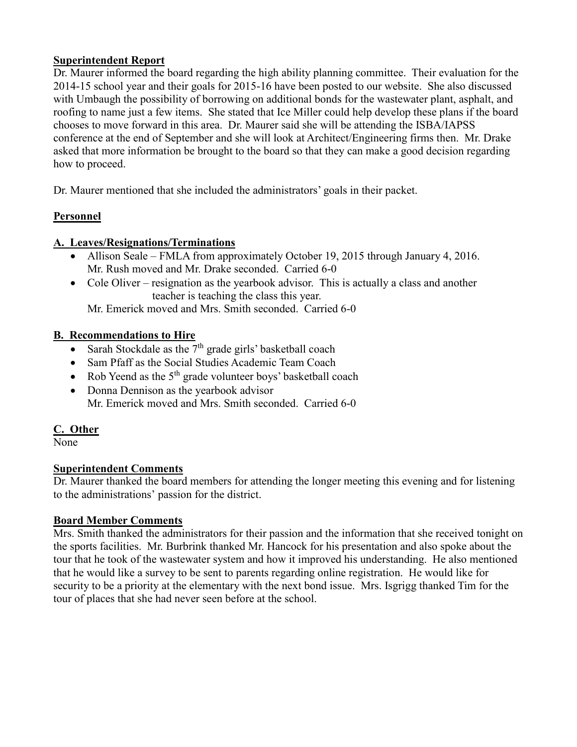**Superintendent Report**

Dr. Maurer informed the board regarding the high ability planning committee. Their evaluation for the 2014-15 school year and their goals for 2015-16 have been posted to our website. She also discussed with Umbaugh the possibility of borrowing on additional bonds for the wastewater plant, asphalt, and roofing to name just a few items. She stated that Ice Miller could help develop these plans if the board chooses to move forward in this area. Dr. Maurer said she will be attending the ISBA/IAPSS conference at the end of September and she will look at Architect/Engineering firms then. Mr. Drake asked that more information be brought to the board so that they can make a good decision regarding how to proceed.

Dr. Maurer mentioned that she included the administrators' goals in their packet.

**Personnel**

**A. Leaves/Resignations/Terminations**

- Allison Seale – FMLA from approximately October 19, 2015 through January 4, 2016.
  Mr. Rush moved and Mr. Drake seconded. Carried 6-0
- Cole Oliver – resignation as the yearbook advisor. This is actually a class and another teacher is teaching the class this year.
  Mr. Emerick moved and Mrs. Smith seconded. Carried 6-0

**B. Recommendations to Hire**

- Sarah Stockdale as the 7th grade girls' basketball coach
- Sam Pfaff as the Social Studies Academic Team Coach
- Rob Yeend as the 5th grade volunteer boys' basketball coach
- Donna Dennison as the yearbook advisor
  Mr. Emerick moved and Mrs. Smith seconded. Carried 6-0

**C. Other**

None

**Superintendent Comments**

Dr. Maurer thanked the board members for attending the longer meeting this evening and for listening to the administrations' passion for the district.

**Board Member Comments**

Mrs. Smith thanked the administrators for their passion and the information that she received tonight on the sports facilities. Mr. Burbrink thanked Mr. Hancock for his presentation and also spoke about the tour that he took of the wastewater system and how it improved his understanding. He also mentioned that he would like a survey to be sent to parents regarding online registration. He would like for security to be a priority at the elementary with the next bond issue. Mrs. Isgrigg thanked Tim for the tour of places that she had never seen before at the school.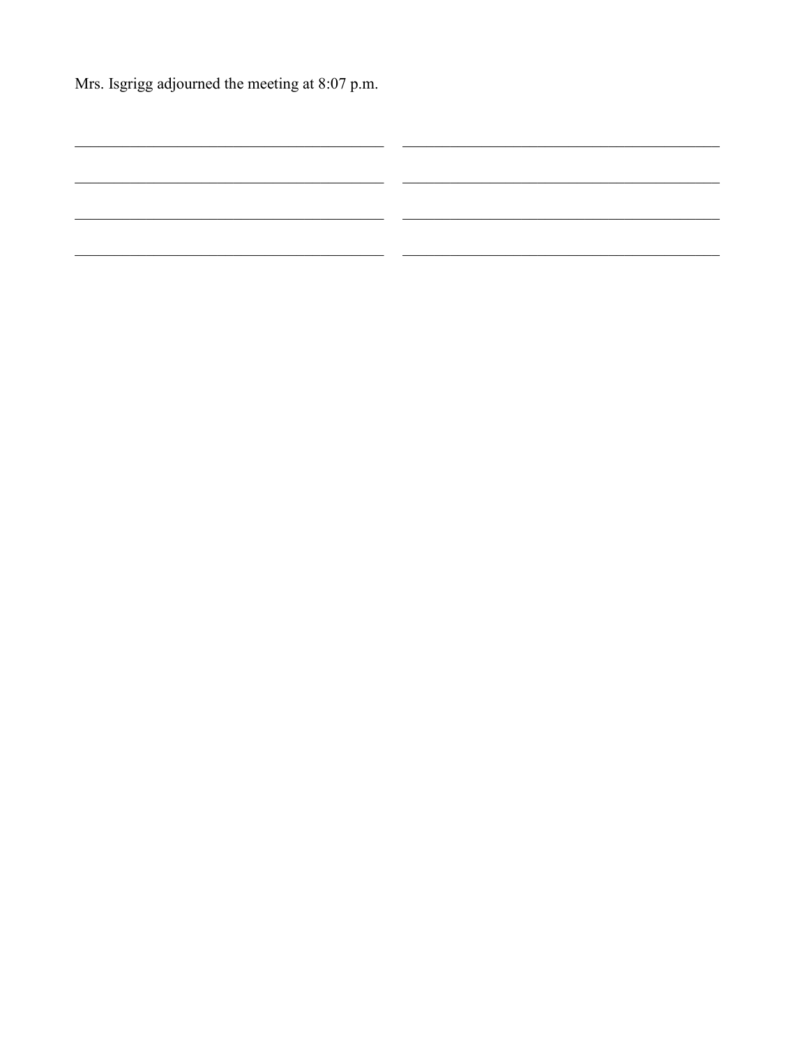Mrs. Isgrigg adjourned the meeting at 8:07 p.m.

\_\_\_\_\_\_\_\_\_\_\_\_\_\_\_\_\_\_\_\_\_\_\_\_\_\_\_\_\_\_\_\_\_\_\_\_\_\_\_\_ \_\_\_\_\_\_\_\_\_\_\_\_\_\_\_\_\_\_\_\_\_\_\_\_\_\_\_\_\_\_\_\_\_\_\_\_\_\_\_\_

\_\_\_\_\_\_\_\_\_\_\_\_\_\_\_\_\_\_\_\_\_\_\_\_\_\_\_\_\_\_\_\_\_\_\_\_\_\_\_\_ \_\_\_\_\_\_\_\_\_\_\_\_\_\_\_\_\_\_\_\_\_\_\_\_\_\_\_\_\_\_\_\_\_\_\_\_\_\_\_\_

\_\_\_\_\_\_\_\_\_\_\_\_\_\_\_\_\_\_\_\_\_\_\_\_\_\_\_\_\_\_\_\_\_\_\_\_\_\_\_\_ \_\_\_\_\_\_\_\_\_\_\_\_\_\_\_\_\_\_\_\_\_\_\_\_\_\_\_\_\_\_\_\_\_\_\_\_\_\_\_\_

\_\_\_\_\_\_\_\_\_\_\_\_\_\_\_\_\_\_\_\_\_\_\_\_\_\_\_\_\_\_\_\_\_\_\_\_\_\_\_\_ \_\_\_\_\_\_\_\_\_\_\_\_\_\_\_\_\_\_\_\_\_\_\_\_\_\_\_\_\_\_\_\_\_\_\_\_\_\_\_\_